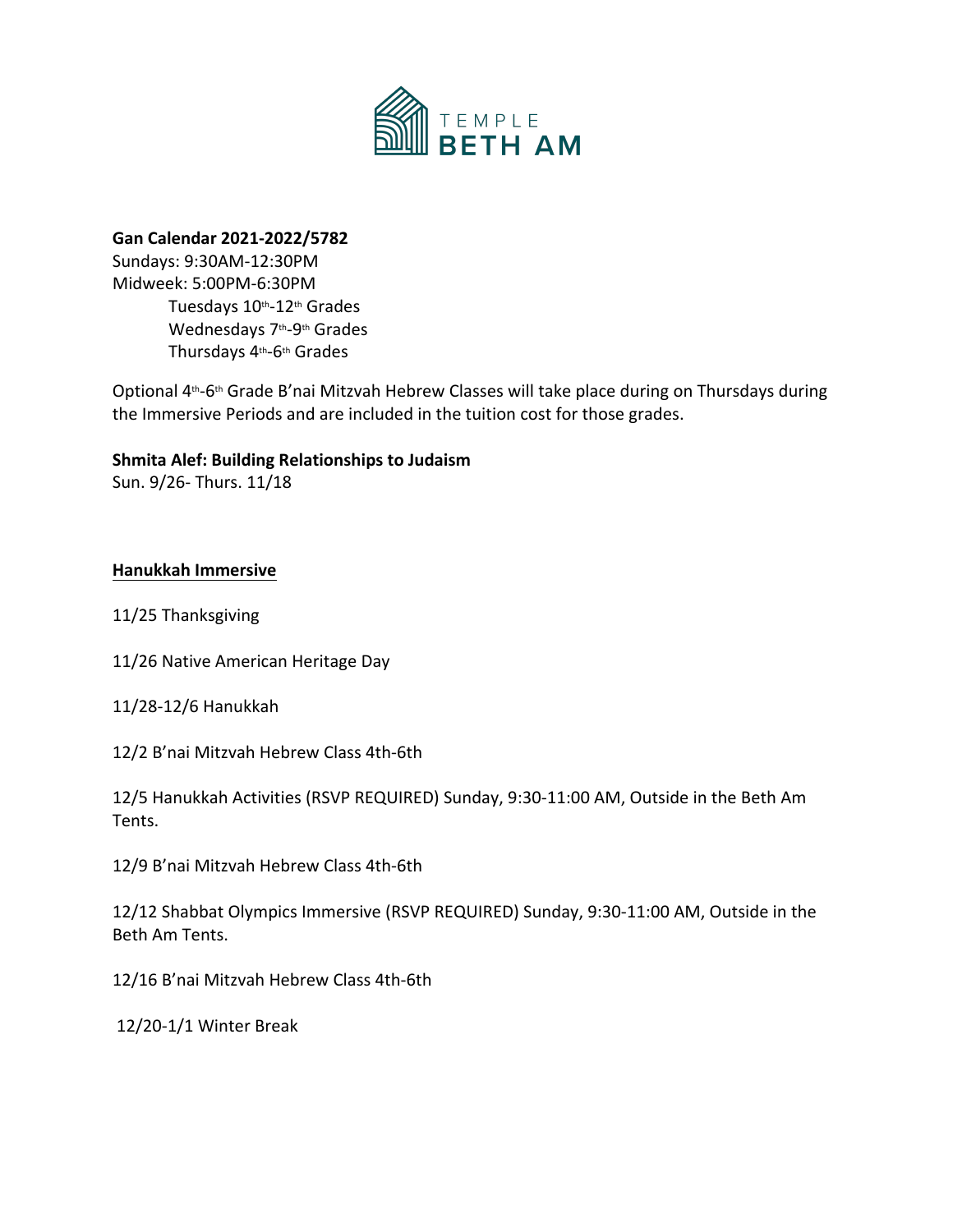TEMPLE
BETH AM

**Gan Calendar 2021-2022/5782**
Sundays: 9:30AM-12:30PM
Midweek: 5:00PM-6:30PM
Tuesdays 10th-12th Grades
Wednesdays 7th-9th Grades
Thursdays 4th-6th Grades

Optional 4th-6th Grade B'nai Mitzvah Hebrew Classes will take place during on Thursdays during the Immersive Periods and are included in the tuition cost for those grades.

**Shmita Alef: Building Relationships to Judaism**
Sun. 9/26- Thurs. 11/18

<u>**Hanukkah Immersive**</u>

11/25 Thanksgiving

11/26 Native American Heritage Day

11/28-12/6 Hanukkah

12/2 B'nai Mitzvah Hebrew Class 4th-6th

12/5 Hanukkah Activities (RSVP REQUIRED) Sunday, 9:30-11:00 AM, Outside in the Beth Am Tents.

12/9 B'nai Mitzvah Hebrew Class 4th-6th

12/12 Shabbat Olympics Immersive (RSVP REQUIRED) Sunday, 9:30-11:00 AM, Outside in the Beth Am Tents.

12/16 B'nai Mitzvah Hebrew Class 4th-6th

12/20-1/1 Winter Break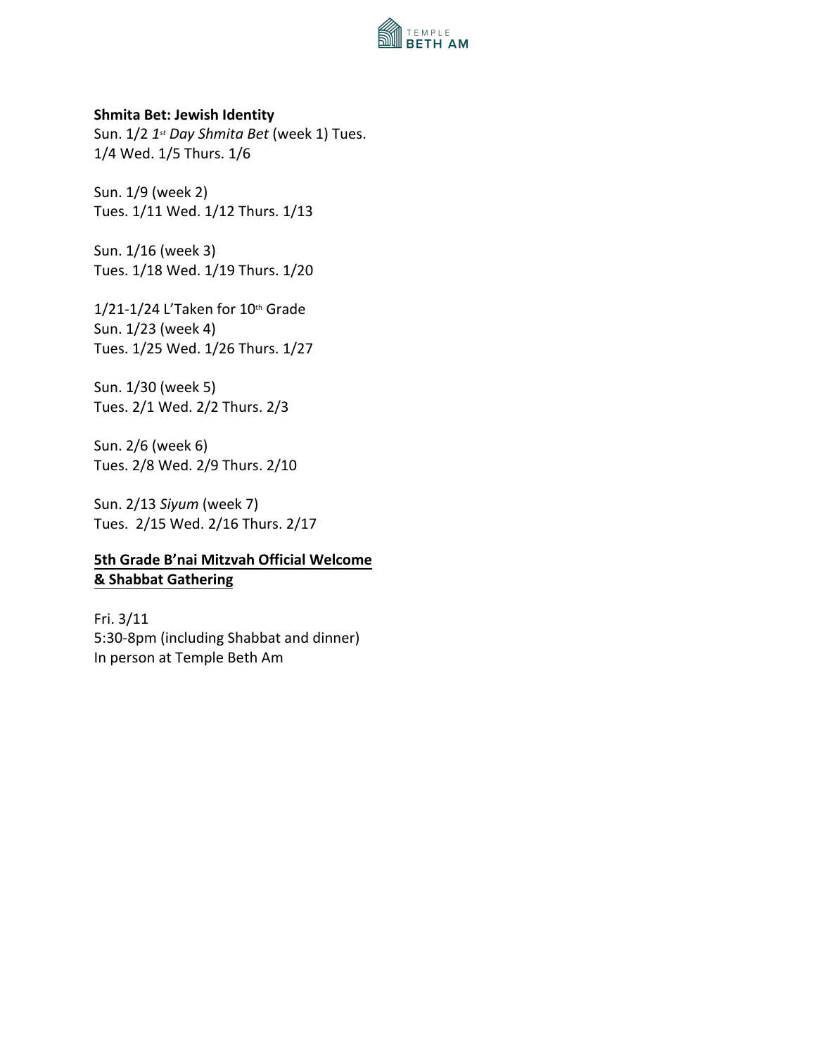**Shmita Bet: Jewish Identity**

Sun. 1/2 *1st Day Shmita Bet* (week 1) Tues. 1/4 Wed. 1/5 Thurs. 1/6

Sun. 1/9 (week 2)
Tues. 1/11 Wed. 1/12 Thurs. 1/13

Sun. 1/16 (week 3)
Tues. 1/18 Wed. 1/19 Thurs. 1/20

1/21-1/24 L'Taken for 10th Grade
Sun. 1/23 (week 4)
Tues. 1/25 Wed. 1/26 Thurs. 1/27

Sun. 1/30 (week 5)
Tues. 2/1 Wed. 2/2 Thurs. 2/3

Sun. 2/6 (week 6)
Tues. 2/8 Wed. 2/9 Thurs. 2/10

Sun. 2/13 *Siyum* (week 7)
Tues. 2/15 Wed. 2/16 Thurs. 2/17

**5th Grade B'nai Mitzvah Official Welcome & Shabbat Gathering**

Fri. 3/11
5:30-8pm (including Shabbat and dinner)
In person at Temple Beth Am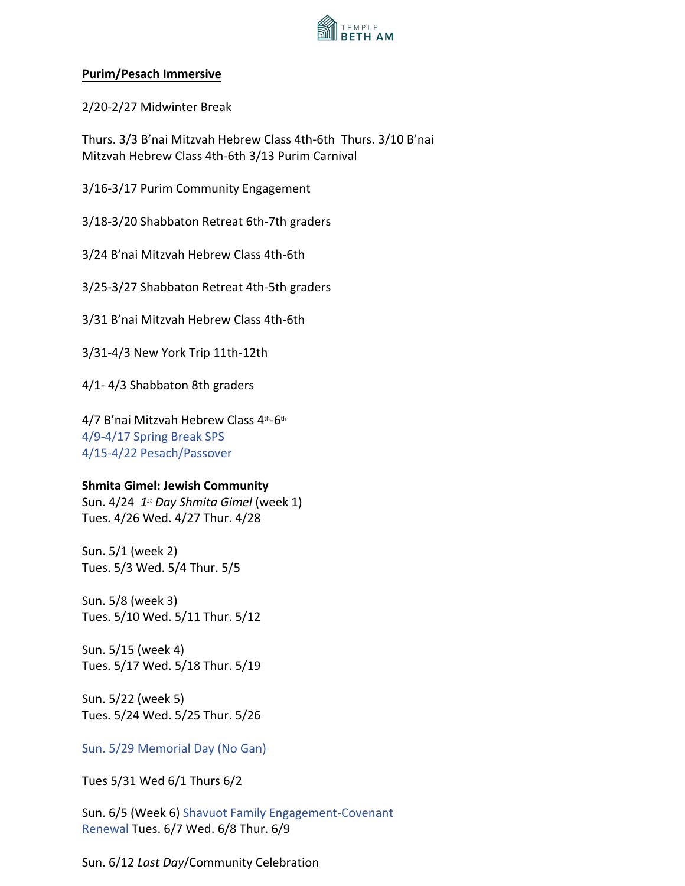**Purim/Pesach Immersive**

2/20-2/27 Midwinter Break

Thurs. 3/3 B'nai Mitzvah Hebrew Class 4th-6th  Thurs. 3/10 B'nai Mitzvah Hebrew Class 4th-6th 3/13 Purim Carnival

3/16-3/17 Purim Community Engagement

3/18-3/20 Shabbaton Retreat 6th-7th graders

3/24 B'nai Mitzvah Hebrew Class 4th-6th

3/25-3/27 Shabbaton Retreat 4th-5th graders

3/31 B'nai Mitzvah Hebrew Class 4th-6th

3/31-4/3 New York Trip 11th-12th

4/1- 4/3 Shabbaton 8th graders

4/7 B'nai Mitzvah Hebrew Class 4th-6th
4/9-4/17 Spring Break SPS
4/15-4/22 Pesach/Passover

**Shmita Gimel: Jewish Community**
Sun. 4/24 *1st Day Shmita Gimel* (week 1)
Tues. 4/26 Wed. 4/27 Thur. 4/28

Sun. 5/1 (week 2)
Tues. 5/3 Wed. 5/4 Thur. 5/5

Sun. 5/8 (week 3)
Tues. 5/10 Wed. 5/11 Thur. 5/12

Sun. 5/15 (week 4)
Tues. 5/17 Wed. 5/18 Thur. 5/19

Sun. 5/22 (week 5)
Tues. 5/24 Wed. 5/25 Thur. 5/26

Sun. 5/29 Memorial Day (No Gan)

Tues 5/31 Wed 6/1 Thurs 6/2

Sun. 6/5 (Week 6) Shavuot Family Engagement-Covenant Renewal Tues. 6/7 Wed. 6/8 Thur. 6/9

Sun. 6/12 *Last Day*/Community Celebration